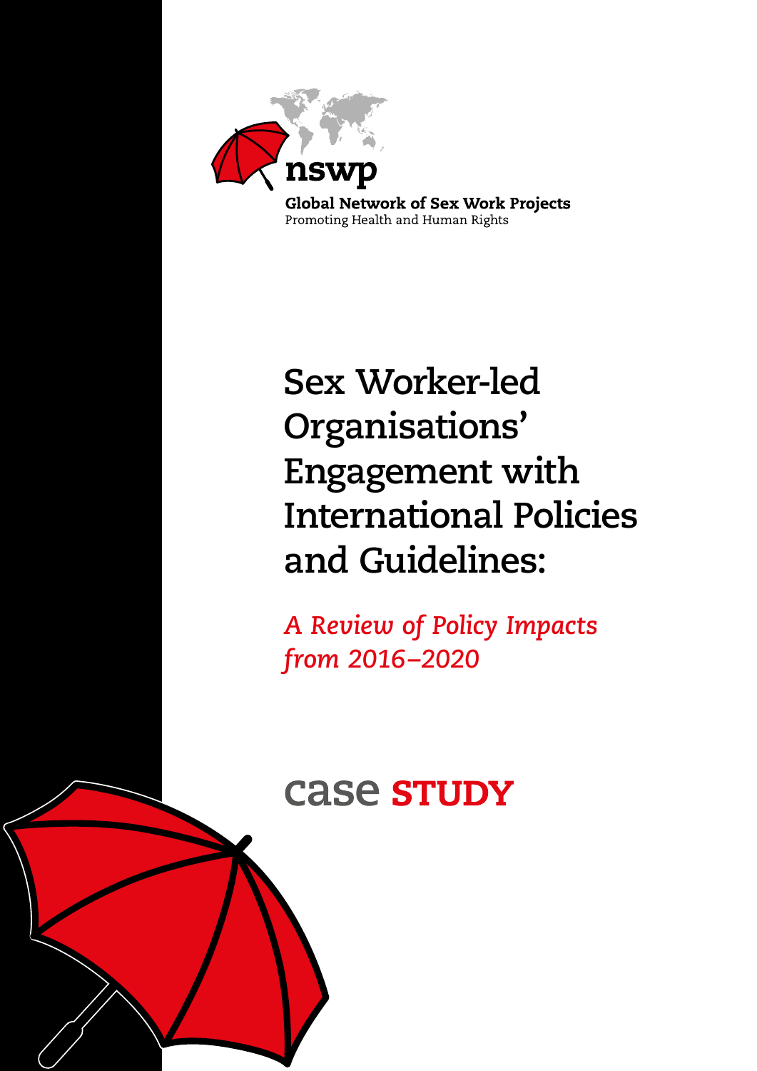nswp

**Global Network of Sex Work Projects**
Promoting Health and Human Rights

# Sex Worker-led Organisations' Engagement with International Policies and Guidelines:

*A Review of Policy Impacts from 2016–2020*

case **STUDY**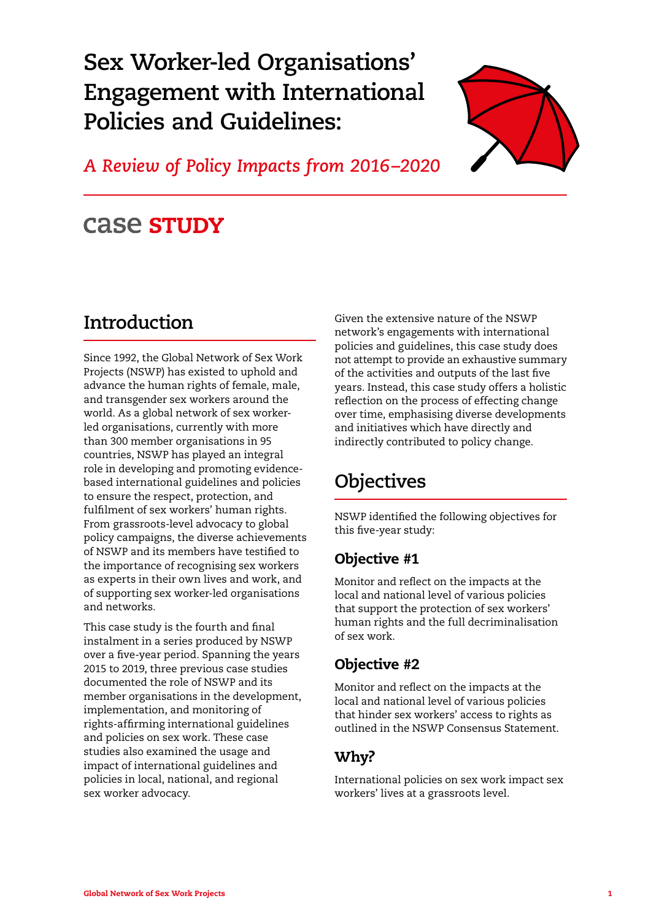# Sex Worker-led Organisations' Engagement with International Policies and Guidelines:

*A Review of Policy Impacts from 2016–2020*

case **STUDY**

## Introduction

Since 1992, the Global Network of Sex Work Projects (NSWP) has existed to uphold and advance the human rights of female, male, and transgender sex workers around the world. As a global network of sex worker-led organisations, currently with more than 300 member organisations in 95 countries, NSWP has played an integral role in developing and promoting evidence-based international guidelines and policies to ensure the respect, protection, and fulfilment of sex workers' human rights. From grassroots-level advocacy to global policy campaigns, the diverse achievements of NSWP and its members have testified to the importance of recognising sex workers as experts in their own lives and work, and of supporting sex worker-led organisations and networks.

This case study is the fourth and final instalment in a series produced by NSWP over a five-year period. Spanning the years 2015 to 2019, three previous case studies documented the role of NSWP and its member organisations in the development, implementation, and monitoring of rights-affirming international guidelines and policies on sex work. These case studies also examined the usage and impact of international guidelines and policies in local, national, and regional sex worker advocacy.

Given the extensive nature of the NSWP network's engagements with international policies and guidelines, this case study does not attempt to provide an exhaustive summary of the activities and outputs of the last five years. Instead, this case study offers a holistic reflection on the process of effecting change over time, emphasising diverse developments and initiatives which have directly and indirectly contributed to policy change.

## Objectives

NSWP identified the following objectives for this five-year study:

### Objective #1

Monitor and reflect on the impacts at the local and national level of various policies that support the protection of sex workers' human rights and the full decriminalisation of sex work.

### Objective #2

Monitor and reflect on the impacts at the local and national level of various policies that hinder sex workers' access to rights as outlined in the NSWP Consensus Statement.

### Why?

International policies on sex work impact sex workers' lives at a grassroots level.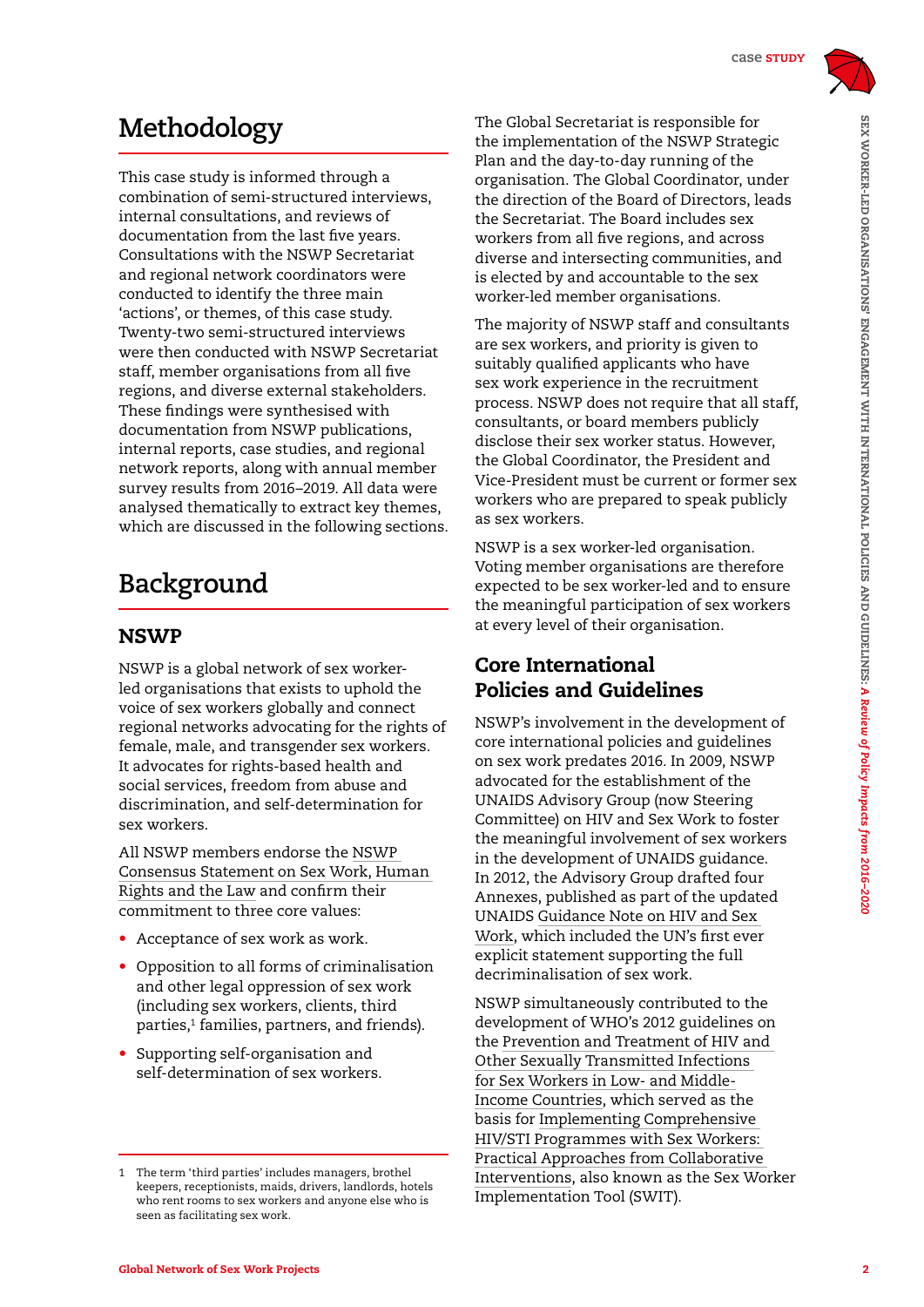# Methodology

This case study is informed through a combination of semi-structured interviews, internal consultations, and reviews of documentation from the last five years. Consultations with the NSWP Secretariat and regional network coordinators were conducted to identify the three main 'actions', or themes, of this case study. Twenty-two semi-structured interviews were then conducted with NSWP Secretariat staff, member organisations from all five regions, and diverse external stakeholders. These findings were synthesised with documentation from NSWP publications, internal reports, case studies, and regional network reports, along with annual member survey results from 2016–2019. All data were analysed thematically to extract key themes, which are discussed in the following sections.

# Background

## NSWP

NSWP is a global network of sex worker-led organisations that exists to uphold the voice of sex workers globally and connect regional networks advocating for the rights of female, male, and transgender sex workers. It advocates for rights-based health and social services, freedom from abuse and discrimination, and self-determination for sex workers.

All NSWP members endorse the NSWP Consensus Statement on Sex Work, Human Rights and the Law and confirm their commitment to three core values:

- Acceptance of sex work as work.
- Opposition to all forms of criminalisation and other legal oppression of sex work (including sex workers, clients, third parties,[1] families, partners, and friends).
- Supporting self-organisation and self-determination of sex workers.

The Global Secretariat is responsible for the implementation of the NSWP Strategic Plan and the day-to-day running of the organisation. The Global Coordinator, under the direction of the Board of Directors, leads the Secretariat. The Board includes sex workers from all five regions, and across diverse and intersecting communities, and is elected by and accountable to the sex worker-led member organisations.

The majority of NSWP staff and consultants are sex workers, and priority is given to suitably qualified applicants who have sex work experience in the recruitment process. NSWP does not require that all staff, consultants, or board members publicly disclose their sex worker status. However, the Global Coordinator, the President and Vice-President must be current or former sex workers who are prepared to speak publicly as sex workers.

NSWP is a sex worker-led organisation. Voting member organisations are therefore expected to be sex worker-led and to ensure the meaningful participation of sex workers at every level of their organisation.

## Core International Policies and Guidelines

NSWP's involvement in the development of core international policies and guidelines on sex work predates 2016. In 2009, NSWP advocated for the establishment of the UNAIDS Advisory Group (now Steering Committee) on HIV and Sex Work to foster the meaningful involvement of sex workers in the development of UNAIDS guidance. In 2012, the Advisory Group drafted four Annexes, published as part of the updated UNAIDS Guidance Note on HIV and Sex Work, which included the UN's first ever explicit statement supporting the full decriminalisation of sex work.

NSWP simultaneously contributed to the development of WHO's 2012 guidelines on the Prevention and Treatment of HIV and Other Sexually Transmitted Infections for Sex Workers in Low- and Middle-Income Countries, which served as the basis for Implementing Comprehensive HIV/STI Programmes with Sex Workers: Practical Approaches from Collaborative Interventions, also known as the Sex Worker Implementation Tool (SWIT).

---

1 The term 'third parties' includes managers, brothel keepers, receptionists, maids, drivers, landlords, hotels who rent rooms to sex workers and anyone else who is seen as facilitating sex work.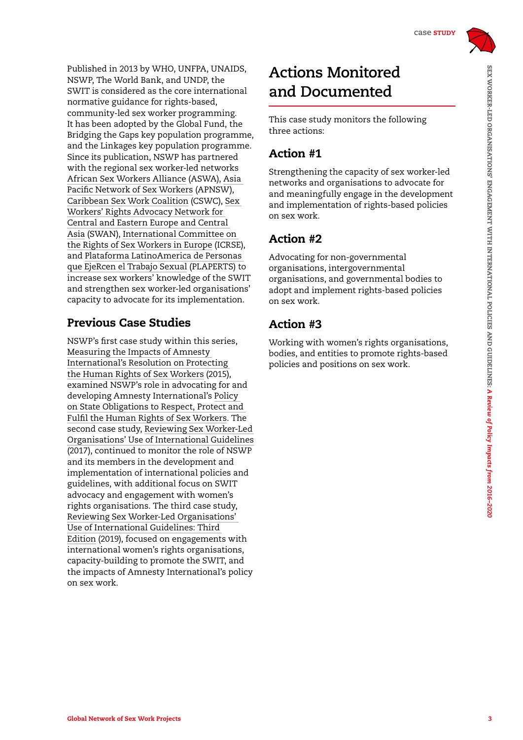Published in 2013 by WHO, UNFPA, UNAIDS, NSWP, The World Bank, and UNDP, the SWIT is considered as the core international normative guidance for rights-based, community-led sex worker programming. It has been adopted by the Global Fund, the Bridging the Gaps key population programme, and the Linkages key population programme. Since its publication, NSWP has partnered with the regional sex worker-led networks African Sex Workers Alliance (ASWA), Asia Pacific Network of Sex Workers (APNSW), Caribbean Sex Work Coalition (CSWC), Sex Workers' Rights Advocacy Network for Central and Eastern Europe and Central Asia (SWAN), International Committee on the Rights of Sex Workers in Europe (ICRSE), and Plataforma LatinoAmerica de Personas que EjeRcen el Trabajo Sexual (PLAPERTS) to increase sex workers' knowledge of the SWIT and strengthen sex worker-led organisations' capacity to advocate for its implementation.

## Previous Case Studies

NSWP's first case study within this series, Measuring the Impacts of Amnesty International's Resolution on Protecting the Human Rights of Sex Workers (2015), examined NSWP's role in advocating for and developing Amnesty International's Policy on State Obligations to Respect, Protect and Fulfil the Human Rights of Sex Workers. The second case study, Reviewing Sex Worker-Led Organisations' Use of International Guidelines (2017), continued to monitor the role of NSWP and its members in the development and implementation of international policies and guidelines, with additional focus on SWIT advocacy and engagement with women's rights organisations. The third case study, Reviewing Sex Worker-Led Organisations' Use of International Guidelines: Third Edition (2019), focused on engagements with international women's rights organisations, capacity-building to promote the SWIT, and the impacts of Amnesty International's policy on sex work.

# Actions Monitored and Documented

This case study monitors the following three actions:

## Action #1

Strengthening the capacity of sex worker-led networks and organisations to advocate for and meaningfully engage in the development and implementation of rights-based policies on sex work.

## Action #2

Advocating for non-governmental organisations, intergovernmental organisations, and governmental bodies to adopt and implement rights-based policies on sex work.

## Action #3

Working with women's rights organisations, bodies, and entities to promote rights-based policies and positions on sex work.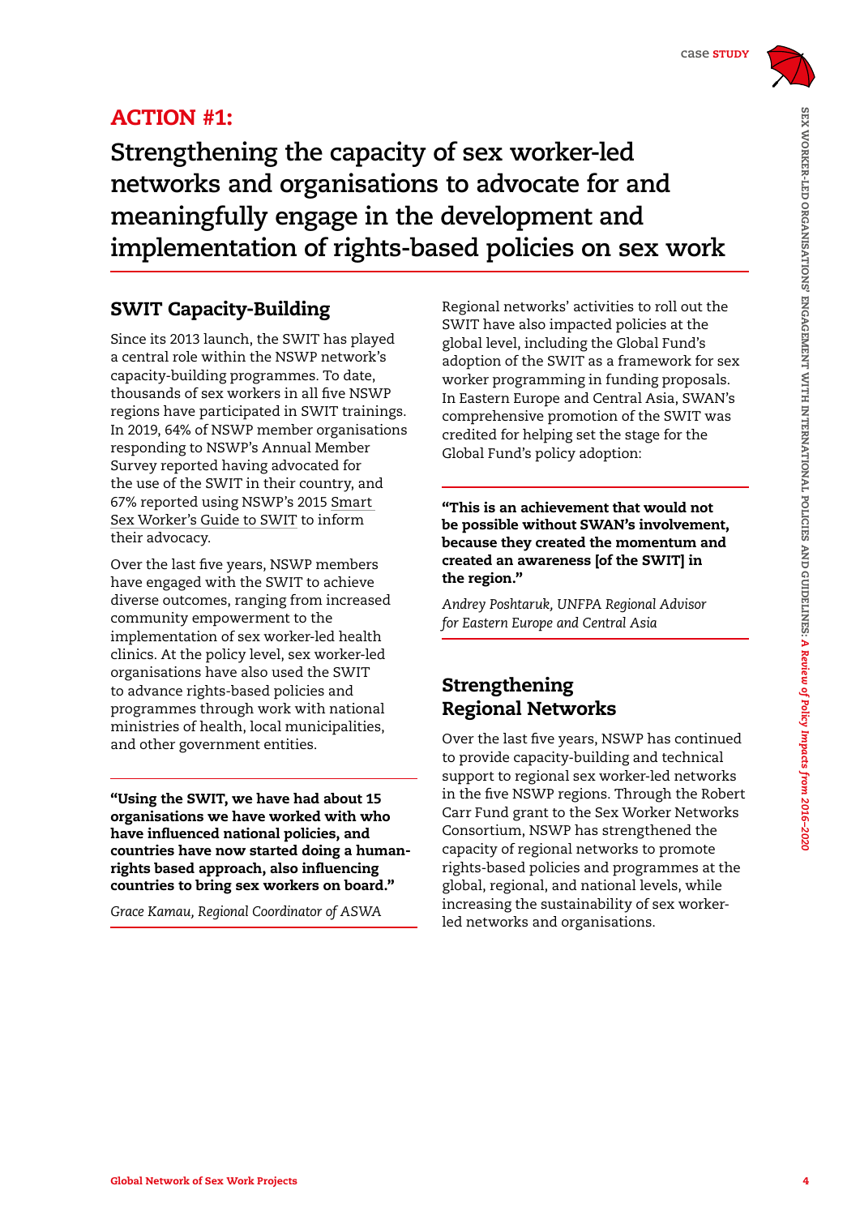## ACTION #1:

# Strengthening the capacity of sex worker-led networks and organisations to advocate for and meaningfully engage in the development and implementation of rights-based policies on sex work

### SWIT Capacity-Building

Since its 2013 launch, the SWIT has played a central role within the NSWP network's capacity-building programmes. To date, thousands of sex workers in all five NSWP regions have participated in SWIT trainings. In 2019, 64% of NSWP member organisations responding to NSWP's Annual Member Survey reported having advocated for the use of the SWIT in their country, and 67% reported using NSWP's 2015 Smart Sex Worker's Guide to SWIT to inform their advocacy.

Over the last five years, NSWP members have engaged with the SWIT to achieve diverse outcomes, ranging from increased community empowerment to the implementation of sex worker-led health clinics. At the policy level, sex worker-led organisations have also used the SWIT to advance rights-based policies and programmes through work with national ministries of health, local municipalities, and other government entities.

> **"Using the SWIT, we have had about 15 organisations we have worked with who have influenced national policies, and countries have now started doing a human-rights based approach, also influencing countries to bring sex workers on board."**
>
> *Grace Kamau, Regional Coordinator of ASWA*

Regional networks' activities to roll out the SWIT have also impacted policies at the global level, including the Global Fund's adoption of the SWIT as a framework for sex worker programming in funding proposals. In Eastern Europe and Central Asia, SWAN's comprehensive promotion of the SWIT was credited for helping set the stage for the Global Fund's policy adoption:

> **"This is an achievement that would not be possible without SWAN's involvement, because they created the momentum and created an awareness [of the SWIT] in the region."**
>
> *Andrey Poshtaruk, UNFPA Regional Advisor for Eastern Europe and Central Asia*

### Strengthening Regional Networks

Over the last five years, NSWP has continued to provide capacity-building and technical support to regional sex worker-led networks in the five NSWP regions. Through the Robert Carr Fund grant to the Sex Worker Networks Consortium, NSWP has strengthened the capacity of regional networks to promote rights-based policies and programmes at the global, regional, and national levels, while increasing the sustainability of sex worker-led networks and organisations.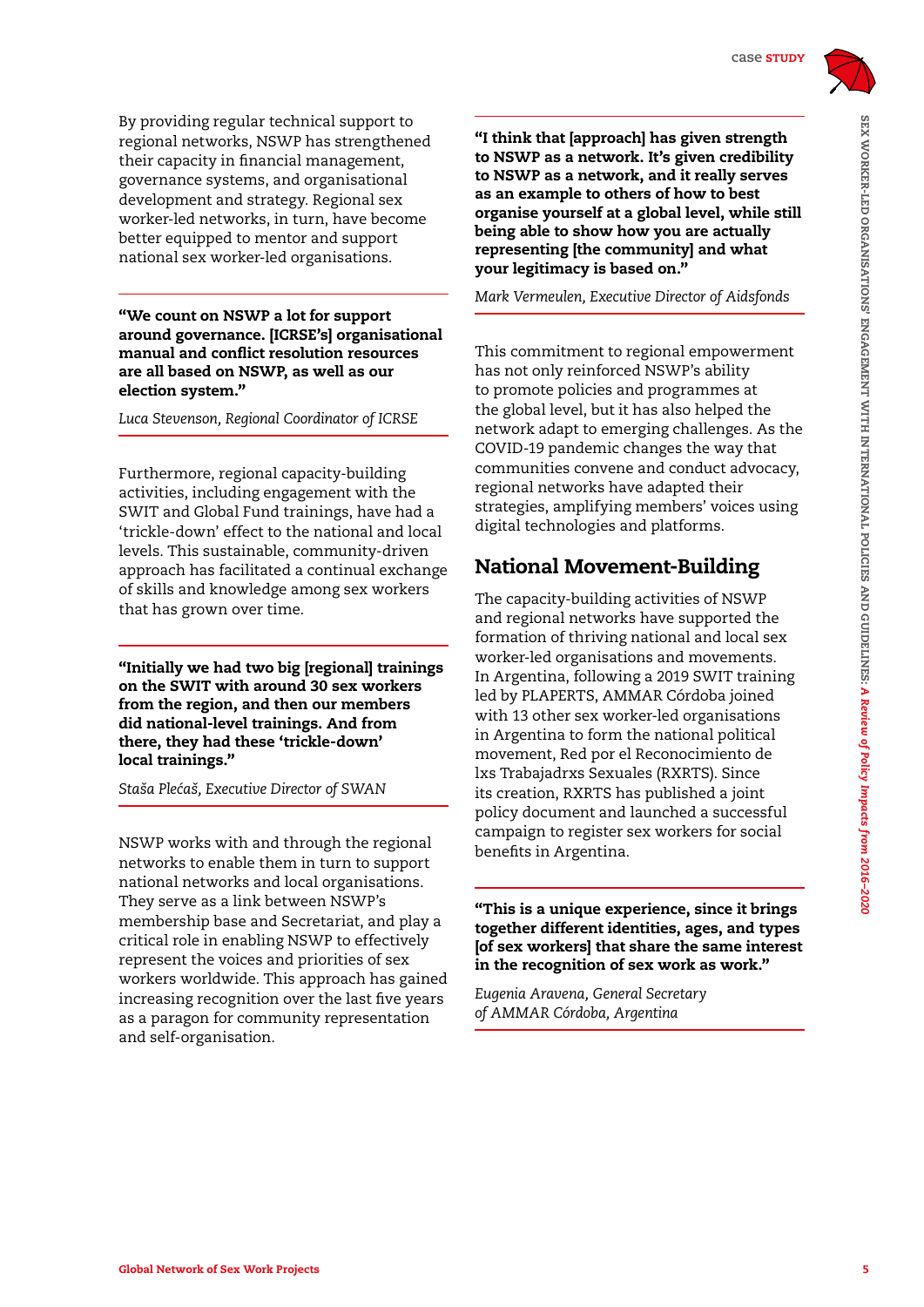By providing regular technical support to regional networks, NSWP has strengthened their capacity in financial management, governance systems, and organisational development and strategy. Regional sex worker-led networks, in turn, have become better equipped to mentor and support national sex worker-led organisations.

**"We count on NSWP a lot for support around governance. [ICRSE's] organisational manual and conflict resolution resources are all based on NSWP, as well as our election system."**

*Luca Stevenson, Regional Coordinator of ICRSE*

Furthermore, regional capacity-building activities, including engagement with the SWIT and Global Fund trainings, have had a 'trickle-down' effect to the national and local levels. This sustainable, community-driven approach has facilitated a continual exchange of skills and knowledge among sex workers that has grown over time.

**"Initially we had two big [regional] trainings on the SWIT with around 30 sex workers from the region, and then our members did national-level trainings. And from there, they had these 'trickle-down' local trainings."**

*Staša Plećaš, Executive Director of SWAN*

NSWP works with and through the regional networks to enable them in turn to support national networks and local organisations. They serve as a link between NSWP's membership base and Secretariat, and play a critical role in enabling NSWP to effectively represent the voices and priorities of sex workers worldwide. This approach has gained increasing recognition over the last five years as a paragon for community representation and self-organisation.

**"I think that [approach] has given strength to NSWP as a network. It's given credibility to NSWP as a network, and it really serves as an example to others of how to best organise yourself at a global level, while still being able to show how you are actually representing [the community] and what your legitimacy is based on."**

*Mark Vermeulen, Executive Director of Aidsfonds*

This commitment to regional empowerment has not only reinforced NSWP's ability to promote policies and programmes at the global level, but it has also helped the network adapt to emerging challenges. As the COVID-19 pandemic changes the way that communities convene and conduct advocacy, regional networks have adapted their strategies, amplifying members' voices using digital technologies and platforms.

## National Movement-Building

The capacity-building activities of NSWP and regional networks have supported the formation of thriving national and local sex worker-led organisations and movements. In Argentina, following a 2019 SWIT training led by PLAPERTS, AMMAR Córdoba joined with 13 other sex worker-led organisations in Argentina to form the national political movement, Red por el Reconocimiento de lxs Trabajadrxs Sexuales (RXRTS). Since its creation, RXRTS has published a joint policy document and launched a successful campaign to register sex workers for social benefits in Argentina.

**"This is a unique experience, since it brings together different identities, ages, and types [of sex workers] that share the same interest in the recognition of sex work as work."**

*Eugenia Aravena, General Secretary of AMMAR Córdoba, Argentina*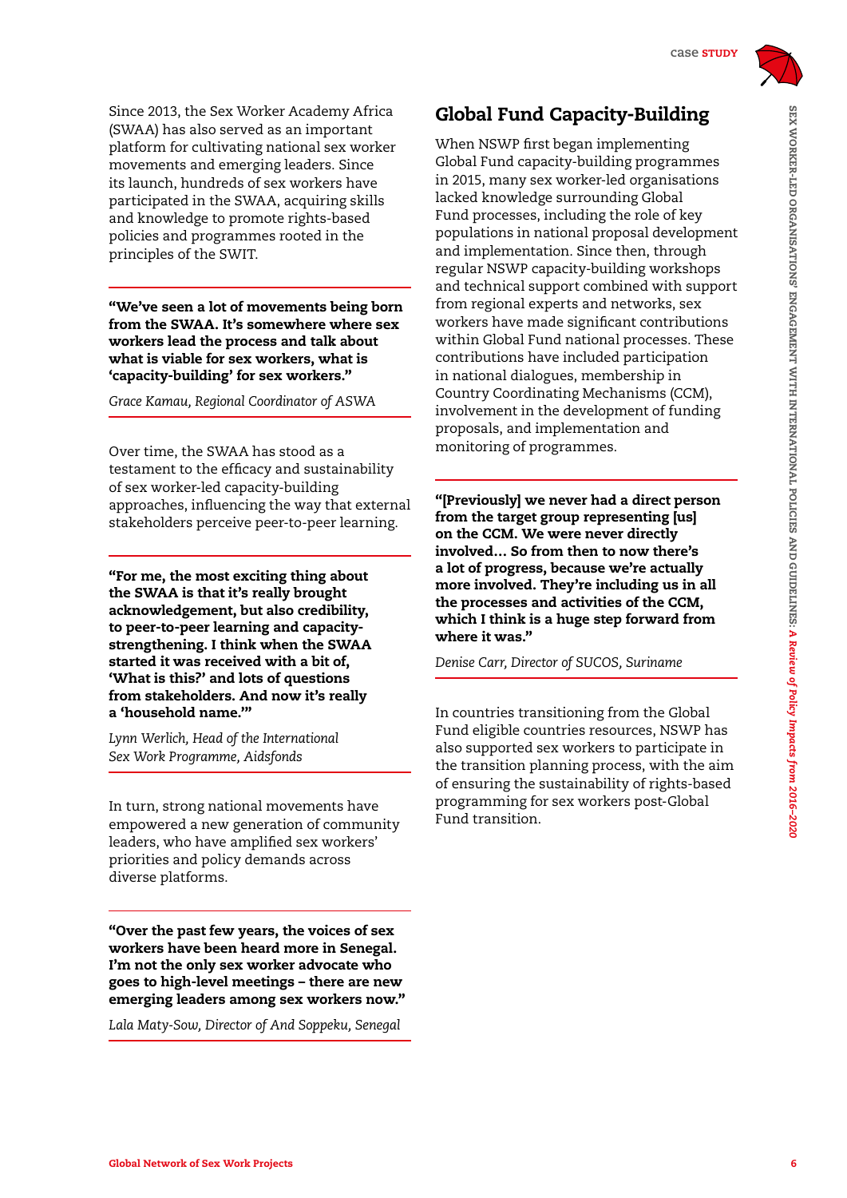Since 2013, the Sex Worker Academy Africa (SWAA) has also served as an important platform for cultivating national sex worker movements and emerging leaders. Since its launch, hundreds of sex workers have participated in the SWAA, acquiring skills and knowledge to promote rights-based policies and programmes rooted in the principles of the SWIT.

> **"We've seen a lot of movements being born from the SWAA. It's somewhere where sex workers lead the process and talk about what is viable for sex workers, what is 'capacity-building' for sex workers."**
>
> *Grace Kamau, Regional Coordinator of ASWA*

Over time, the SWAA has stood as a testament to the efficacy and sustainability of sex worker-led capacity-building approaches, influencing the way that external stakeholders perceive peer-to-peer learning.

> **"For me, the most exciting thing about the SWAA is that it's really brought acknowledgement, but also credibility, to peer-to-peer learning and capacity-strengthening. I think when the SWAA started it was received with a bit of, 'What is this?' and lots of questions from stakeholders. And now it's really a 'household name.'"**
>
> *Lynn Werlich, Head of the International Sex Work Programme, Aidsfonds*

In turn, strong national movements have empowered a new generation of community leaders, who have amplified sex workers' priorities and policy demands across diverse platforms.

> **"Over the past few years, the voices of sex workers have been heard more in Senegal. I'm not the only sex worker advocate who goes to high-level meetings – there are new emerging leaders among sex workers now."**
>
> *Lala Maty-Sow, Director of And Soppeku, Senegal*

## Global Fund Capacity-Building

When NSWP first began implementing Global Fund capacity-building programmes in 2015, many sex worker-led organisations lacked knowledge surrounding Global Fund processes, including the role of key populations in national proposal development and implementation. Since then, through regular NSWP capacity-building workshops and technical support combined with support from regional experts and networks, sex workers have made significant contributions within Global Fund national processes. These contributions have included participation in national dialogues, membership in Country Coordinating Mechanisms (CCM), involvement in the development of funding proposals, and implementation and monitoring of programmes.

> **"[Previously] we never had a direct person from the target group representing [us] on the CCM. We were never directly involved… So from then to now there's a lot of progress, because we're actually more involved. They're including us in all the processes and activities of the CCM, which I think is a huge step forward from where it was."**
>
> *Denise Carr, Director of SUCOS, Suriname*

In countries transitioning from the Global Fund eligible countries resources, NSWP has also supported sex workers to participate in the transition planning process, with the aim of ensuring the sustainability of rights-based programming for sex workers post-Global Fund transition.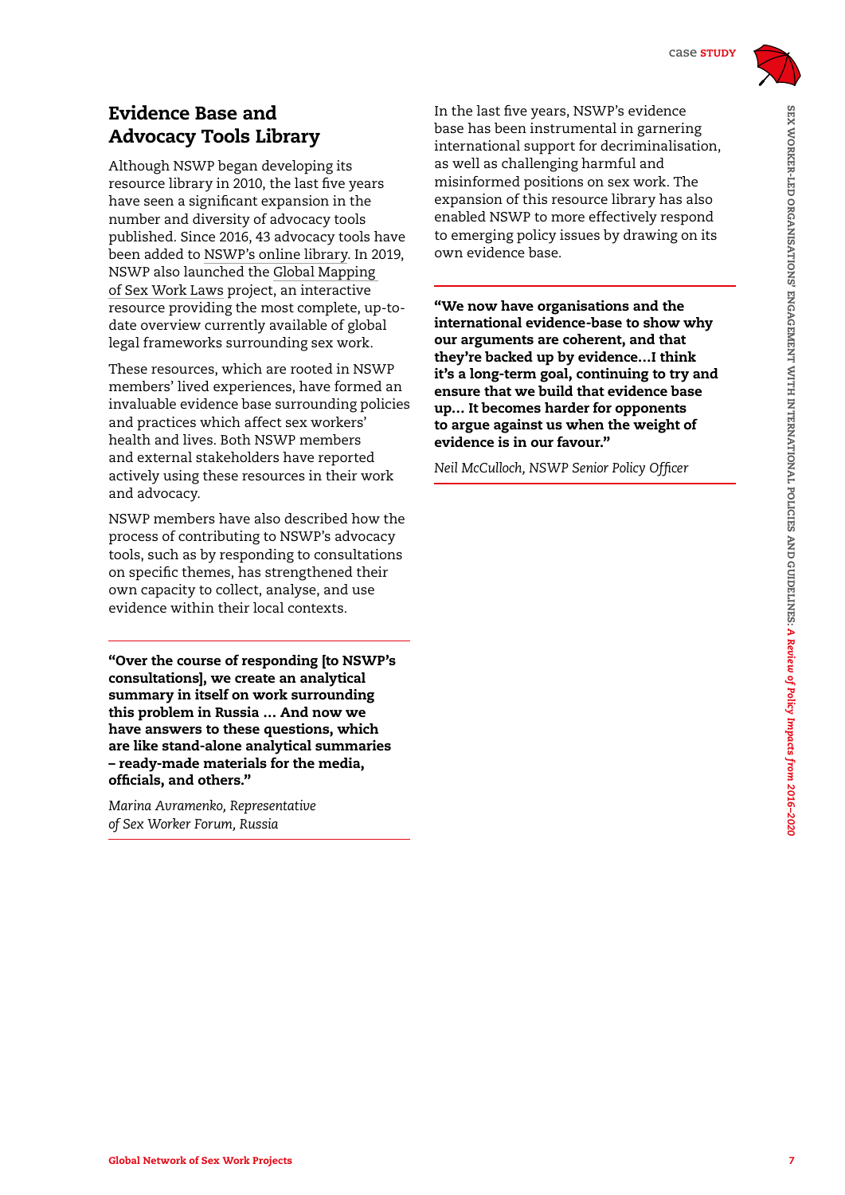## Evidence Base and Advocacy Tools Library

Although NSWP began developing its resource library in 2010, the last five years have seen a significant expansion in the number and diversity of advocacy tools published. Since 2016, 43 advocacy tools have been added to NSWP's online library. In 2019, NSWP also launched the Global Mapping of Sex Work Laws project, an interactive resource providing the most complete, up-to-date overview currently available of global legal frameworks surrounding sex work.

These resources, which are rooted in NSWP members' lived experiences, have formed an invaluable evidence base surrounding policies and practices which affect sex workers' health and lives. Both NSWP members and external stakeholders have reported actively using these resources in their work and advocacy.

NSWP members have also described how the process of contributing to NSWP's advocacy tools, such as by responding to consultations on specific themes, has strengthened their own capacity to collect, analyse, and use evidence within their local contexts.

**"Over the course of responding [to NSWP's consultations], we create an analytical summary in itself on work surrounding this problem in Russia … And now we have answers to these questions, which are like stand-alone analytical summaries – ready-made materials for the media, officials, and others."**

*Marina Avramenko, Representative of Sex Worker Forum, Russia*

In the last five years, NSWP's evidence base has been instrumental in garnering international support for decriminalisation, as well as challenging harmful and misinformed positions on sex work. The expansion of this resource library has also enabled NSWP to more effectively respond to emerging policy issues by drawing on its own evidence base.

**"We now have organisations and the international evidence-base to show why our arguments are coherent, and that they're backed up by evidence…I think it's a long-term goal, continuing to try and ensure that we build that evidence base up… It becomes harder for opponents to argue against us when the weight of evidence is in our favour."**

*Neil McCulloch, NSWP Senior Policy Officer*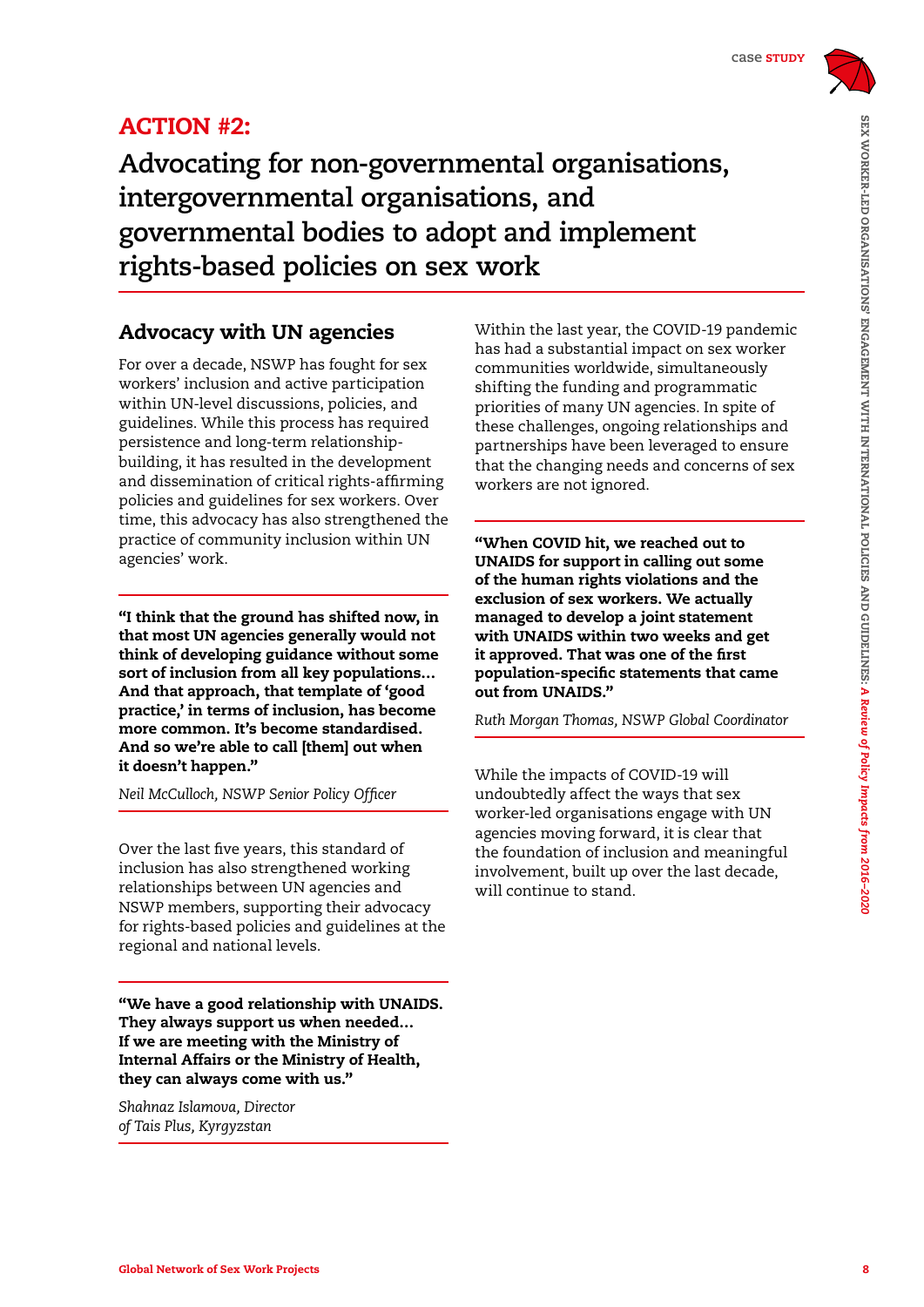## ACTION #2:

# Advocating for non-governmental organisations, intergovernmental organisations, and governmental bodies to adopt and implement rights-based policies on sex work

### Advocacy with UN agencies

For over a decade, NSWP has fought for sex workers' inclusion and active participation within UN-level discussions, policies, and guidelines. While this process has required persistence and long-term relationship-building, it has resulted in the development and dissemination of critical rights-affirming policies and guidelines for sex workers. Over time, this advocacy has also strengthened the practice of community inclusion within UN agencies' work.

**"I think that the ground has shifted now, in that most UN agencies generally would not think of developing guidance without some sort of inclusion from all key populations… And that approach, that template of 'good practice,' in terms of inclusion, has become more common. It's become standardised. And so we're able to call [them] out when it doesn't happen."**

*Neil McCulloch, NSWP Senior Policy Officer*

Over the last five years, this standard of inclusion has also strengthened working relationships between UN agencies and NSWP members, supporting their advocacy for rights-based policies and guidelines at the regional and national levels.

**"We have a good relationship with UNAIDS. They always support us when needed… If we are meeting with the Ministry of Internal Affairs or the Ministry of Health, they can always come with us."**

*Shahnaz Islamova, Director of Tais Plus, Kyrgyzstan*

Within the last year, the COVID-19 pandemic has had a substantial impact on sex worker communities worldwide, simultaneously shifting the funding and programmatic priorities of many UN agencies. In spite of these challenges, ongoing relationships and partnerships have been leveraged to ensure that the changing needs and concerns of sex workers are not ignored.

**"When COVID hit, we reached out to UNAIDS for support in calling out some of the human rights violations and the exclusion of sex workers. We actually managed to develop a joint statement with UNAIDS within two weeks and get it approved. That was one of the first population-specific statements that came out from UNAIDS."**

*Ruth Morgan Thomas, NSWP Global Coordinator*

While the impacts of COVID-19 will undoubtedly affect the ways that sex worker-led organisations engage with UN agencies moving forward, it is clear that the foundation of inclusion and meaningful involvement, built up over the last decade, will continue to stand.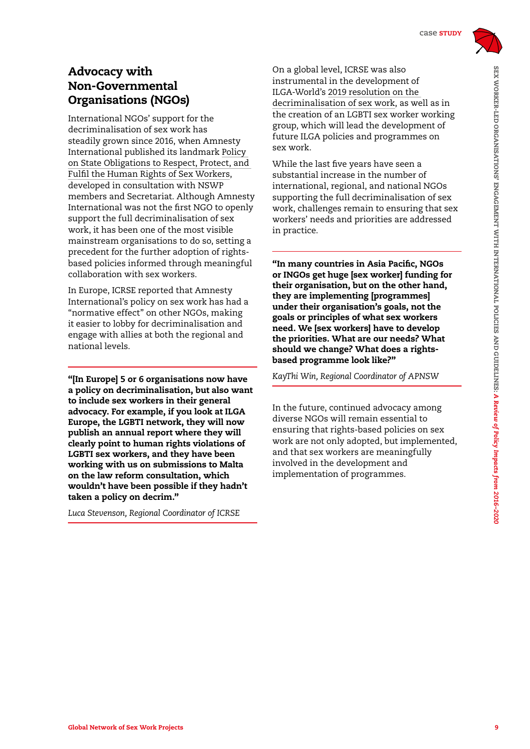## Advocacy with Non-Governmental Organisations (NGOs)

International NGOs' support for the decriminalisation of sex work has steadily grown since 2016, when Amnesty International published its landmark Policy on State Obligations to Respect, Protect, and Fulfil the Human Rights of Sex Workers, developed in consultation with NSWP members and Secretariat. Although Amnesty International was not the first NGO to openly support the full decriminalisation of sex work, it has been one of the most visible mainstream organisations to do so, setting a precedent for the further adoption of rights-based policies informed through meaningful collaboration with sex workers.

In Europe, ICRSE reported that Amnesty International's policy on sex work has had a "normative effect" on other NGOs, making it easier to lobby for decriminalisation and engage with allies at both the regional and national levels.

> **"[In Europe] 5 or 6 organisations now have a policy on decriminalisation, but also want to include sex workers in their general advocacy. For example, if you look at ILGA Europe, the LGBTI network, they will now publish an annual report where they will clearly point to human rights violations of LGBTI sex workers, and they have been working with us on submissions to Malta on the law reform consultation, which wouldn't have been possible if they hadn't taken a policy on decrim."**
>
> *Luca Stevenson, Regional Coordinator of ICRSE*

On a global level, ICRSE was also instrumental in the development of ILGA-World's 2019 resolution on the decriminalisation of sex work, as well as in the creation of an LGBTI sex worker working group, which will lead the development of future ILGA policies and programmes on sex work.

While the last five years have seen a substantial increase in the number of international, regional, and national NGOs supporting the full decriminalisation of sex work, challenges remain to ensuring that sex workers' needs and priorities are addressed in practice.

> **"In many countries in Asia Pacific, NGOs or INGOs get huge [sex worker] funding for their organisation, but on the other hand, they are implementing [programmes] under their organisation's goals, not the goals or principles of what sex workers need. We [sex workers] have to develop the priorities. What are our needs? What should we change? What does a rights-based programme look like?"**
>
> *KayThi Win, Regional Coordinator of APNSW*

In the future, continued advocacy among diverse NGOs will remain essential to ensuring that rights-based policies on sex work are not only adopted, but implemented, and that sex workers are meaningfully involved in the development and implementation of programmes.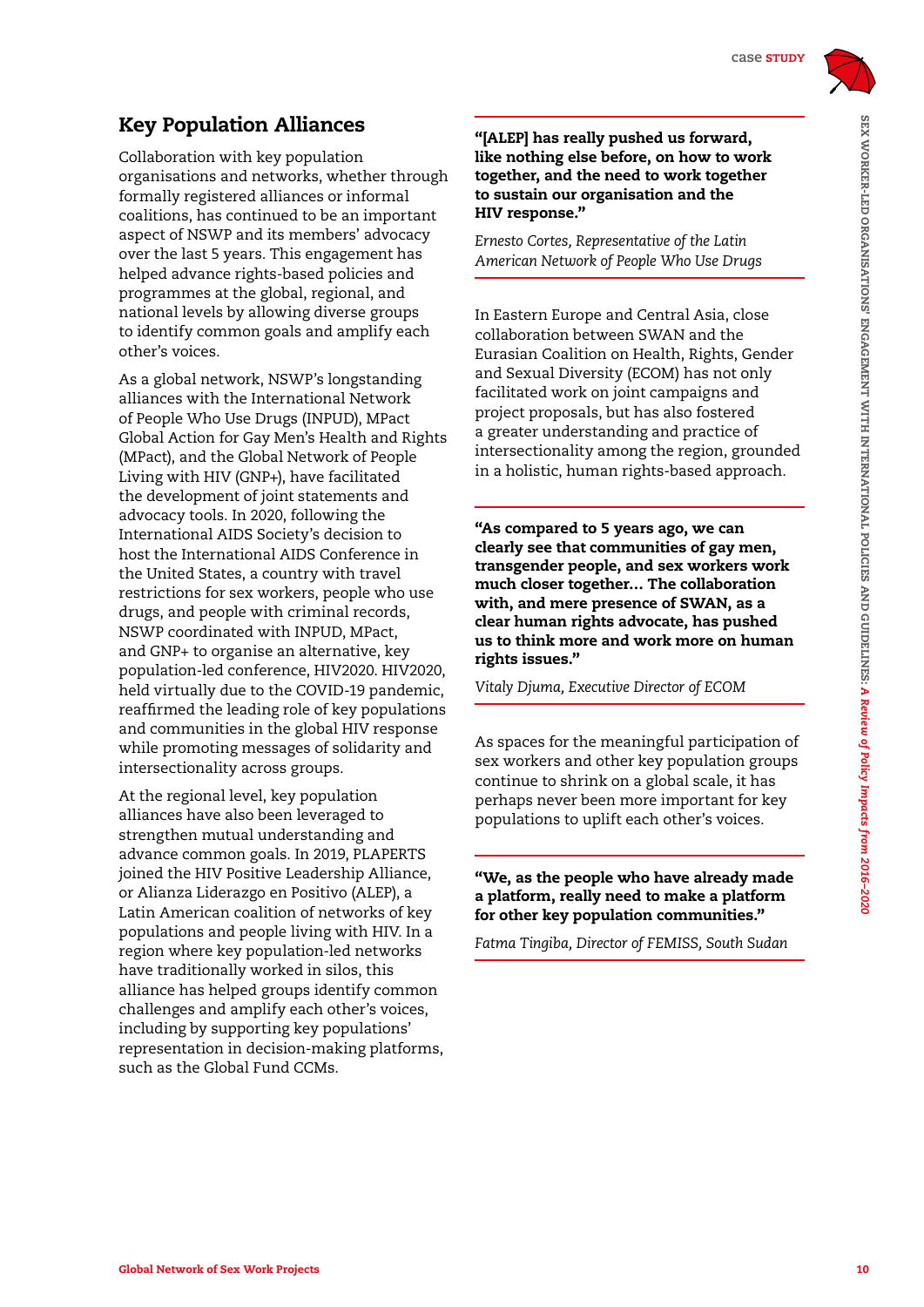## Key Population Alliances

Collaboration with key population organisations and networks, whether through formally registered alliances or informal coalitions, has continued to be an important aspect of NSWP and its members' advocacy over the last 5 years. This engagement has helped advance rights-based policies and programmes at the global, regional, and national levels by allowing diverse groups to identify common goals and amplify each other's voices.

As a global network, NSWP's longstanding alliances with the International Network of People Who Use Drugs (INPUD), MPact Global Action for Gay Men's Health and Rights (MPact), and the Global Network of People Living with HIV (GNP+), have facilitated the development of joint statements and advocacy tools. In 2020, following the International AIDS Society's decision to host the International AIDS Conference in the United States, a country with travel restrictions for sex workers, people who use drugs, and people with criminal records, NSWP coordinated with INPUD, MPact, and GNP+ to organise an alternative, key population-led conference, HIV2020. HIV2020, held virtually due to the COVID-19 pandemic, reaffirmed the leading role of key populations and communities in the global HIV response while promoting messages of solidarity and intersectionality across groups.

At the regional level, key population alliances have also been leveraged to strengthen mutual understanding and advance common goals. In 2019, PLAPERTS joined the HIV Positive Leadership Alliance, or Alianza Liderazgo en Positivo (ALEP), a Latin American coalition of networks of key populations and people living with HIV. In a region where key population-led networks have traditionally worked in silos, this alliance has helped groups identify common challenges and amplify each other's voices, including by supporting key populations' representation in decision-making platforms, such as the Global Fund CCMs.

> **"[ALEP] has really pushed us forward, like nothing else before, on how to work together, and the need to work together to sustain our organisation and the HIV response."**
>
> *Ernesto Cortes, Representative of the Latin American Network of People Who Use Drugs*

In Eastern Europe and Central Asia, close collaboration between SWAN and the Eurasian Coalition on Health, Rights, Gender and Sexual Diversity (ECOM) has not only facilitated work on joint campaigns and project proposals, but has also fostered a greater understanding and practice of intersectionality among the region, grounded in a holistic, human rights-based approach.

> **"As compared to 5 years ago, we can clearly see that communities of gay men, transgender people, and sex workers work much closer together… The collaboration with, and mere presence of SWAN, as a clear human rights advocate, has pushed us to think more and work more on human rights issues."**
>
> *Vitaly Djuma, Executive Director of ECOM*

As spaces for the meaningful participation of sex workers and other key population groups continue to shrink on a global scale, it has perhaps never been more important for key populations to uplift each other's voices.

> **"We, as the people who have already made a platform, really need to make a platform for other key population communities."**
>
> *Fatma Tingiba, Director of FEMISS, South Sudan*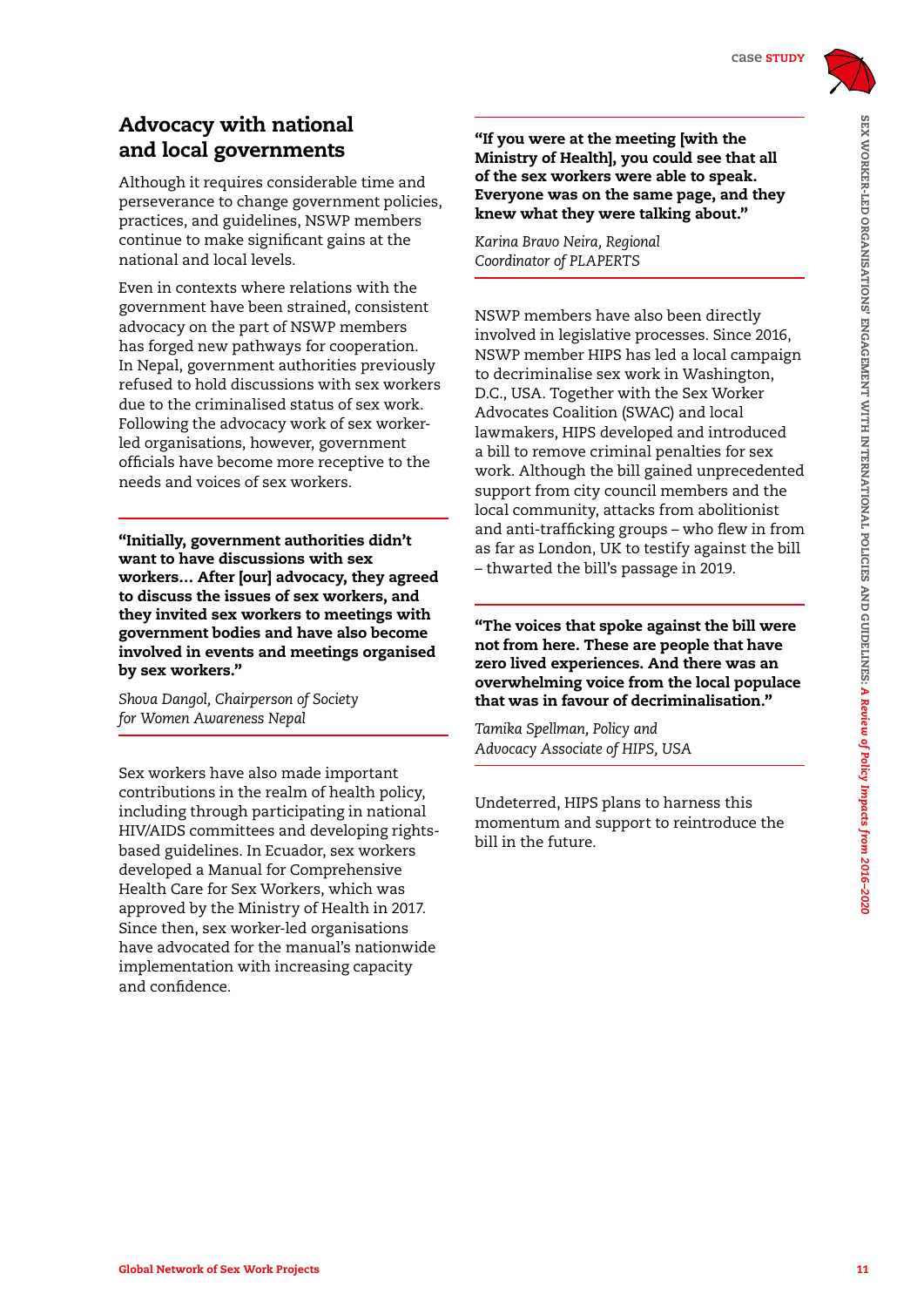## Advocacy with national and local governments

Although it requires considerable time and perseverance to change government policies, practices, and guidelines, NSWP members continue to make significant gains at the national and local levels.

Even in contexts where relations with the government have been strained, consistent advocacy on the part of NSWP members has forged new pathways for cooperation. In Nepal, government authorities previously refused to hold discussions with sex workers due to the criminalised status of sex work. Following the advocacy work of sex worker-led organisations, however, government officials have become more receptive to the needs and voices of sex workers.

**"Initially, government authorities didn't want to have discussions with sex workers… After [our] advocacy, they agreed to discuss the issues of sex workers, and they invited sex workers to meetings with government bodies and have also become involved in events and meetings organised by sex workers."**

*Shova Dangol, Chairperson of Society for Women Awareness Nepal*

Sex workers have also made important contributions in the realm of health policy, including through participating in national HIV/AIDS committees and developing rights-based guidelines. In Ecuador, sex workers developed a Manual for Comprehensive Health Care for Sex Workers, which was approved by the Ministry of Health in 2017. Since then, sex worker-led organisations have advocated for the manual's nationwide implementation with increasing capacity and confidence.

**"If you were at the meeting [with the Ministry of Health], you could see that all of the sex workers were able to speak. Everyone was on the same page, and they knew what they were talking about."**

*Karina Bravo Neira, Regional Coordinator of PLAPERTS*

NSWP members have also been directly involved in legislative processes. Since 2016, NSWP member HIPS has led a local campaign to decriminalise sex work in Washington, D.C., USA. Together with the Sex Worker Advocates Coalition (SWAC) and local lawmakers, HIPS developed and introduced a bill to remove criminal penalties for sex work. Although the bill gained unprecedented support from city council members and the local community, attacks from abolitionist and anti-trafficking groups – who flew in from as far as London, UK to testify against the bill – thwarted the bill's passage in 2019.

**"The voices that spoke against the bill were not from here. These are people that have zero lived experiences. And there was an overwhelming voice from the local populace that was in favour of decriminalisation."**

*Tamika Spellman, Policy and Advocacy Associate of HIPS, USA*

Undeterred, HIPS plans to harness this momentum and support to reintroduce the bill in the future.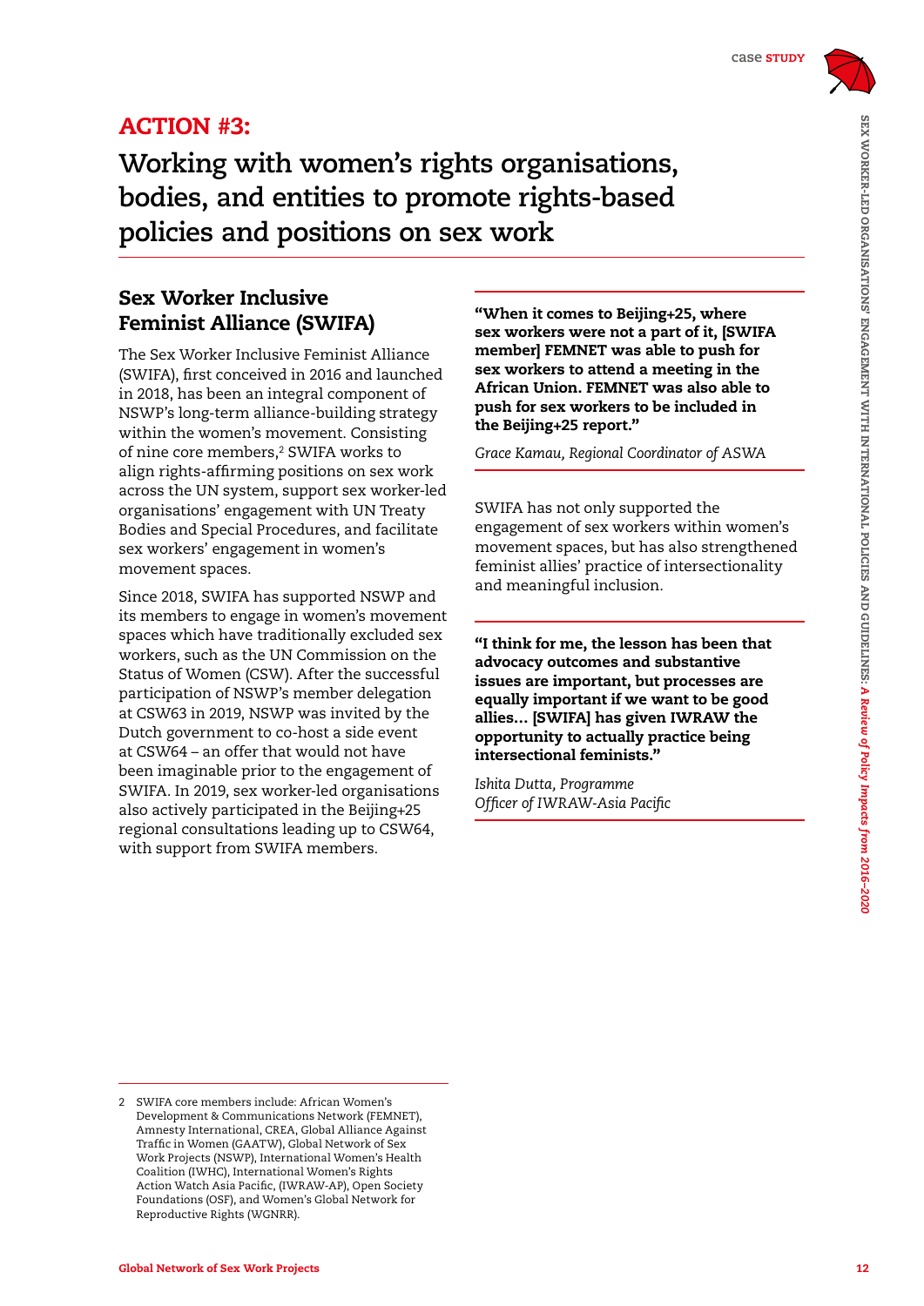## ACTION #3:

# Working with women's rights organisations, bodies, and entities to promote rights-based policies and positions on sex work

### Sex Worker Inclusive Feminist Alliance (SWIFA)

The Sex Worker Inclusive Feminist Alliance (SWIFA), first conceived in 2016 and launched in 2018, has been an integral component of NSWP's long-term alliance-building strategy within the women's movement. Consisting of nine core members,[2] SWIFA works to align rights-affirming positions on sex work across the UN system, support sex worker-led organisations' engagement with UN Treaty Bodies and Special Procedures, and facilitate sex workers' engagement in women's movement spaces.

Since 2018, SWIFA has supported NSWP and its members to engage in women's movement spaces which have traditionally excluded sex workers, such as the UN Commission on the Status of Women (CSW). After the successful participation of NSWP's member delegation at CSW63 in 2019, NSWP was invited by the Dutch government to co-host a side event at CSW64 – an offer that would not have been imaginable prior to the engagement of SWIFA. In 2019, sex worker-led organisations also actively participated in the Beijing+25 regional consultations leading up to CSW64, with support from SWIFA members.

**"When it comes to Beijing+25, where sex workers were not a part of it, [SWIFA member] FEMNET was able to push for sex workers to attend a meeting in the African Union. FEMNET was also able to push for sex workers to be included in the Beijing+25 report."**

*Grace Kamau, Regional Coordinator of ASWA*

SWIFA has not only supported the engagement of sex workers within women's movement spaces, but has also strengthened feminist allies' practice of intersectionality and meaningful inclusion.

**"I think for me, the lesson has been that advocacy outcomes and substantive issues are important, but processes are equally important if we want to be good allies… [SWIFA] has given IWRAW the opportunity to actually practice being intersectional feminists."**

*Ishita Dutta, Programme Officer of IWRAW-Asia Pacific*

---

2 SWIFA core members include: African Women's Development & Communications Network (FEMNET), Amnesty International, CREA, Global Alliance Against Traffic in Women (GAATW), Global Network of Sex Work Projects (NSWP), International Women's Health Coalition (IWHC), International Women's Rights Action Watch Asia Pacific, (IWRAW-AP), Open Society Foundations (OSF), and Women's Global Network for Reproductive Rights (WGNRR).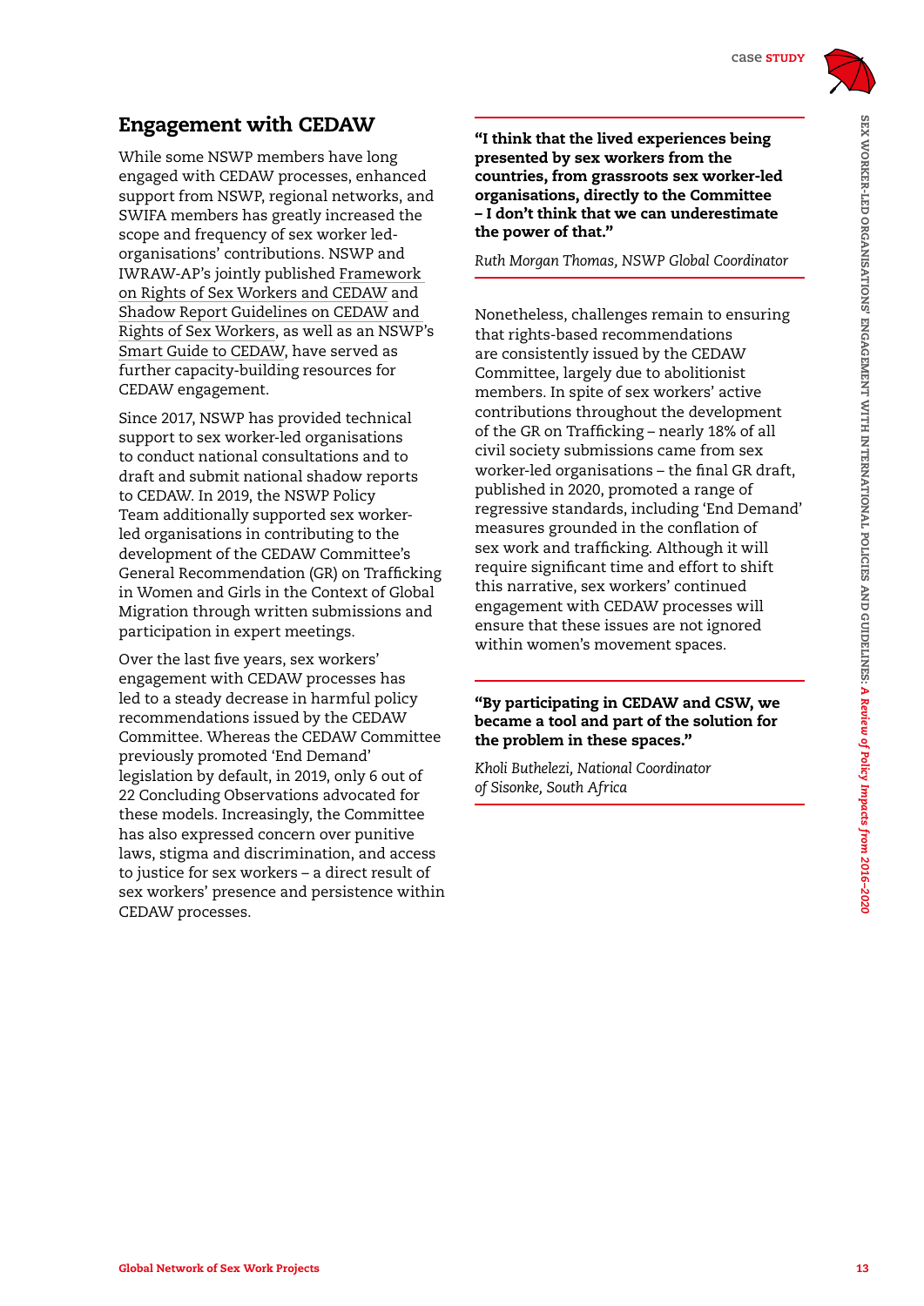## Engagement with CEDAW

While some NSWP members have long engaged with CEDAW processes, enhanced support from NSWP, regional networks, and SWIFA members has greatly increased the scope and frequency of sex worker led-organisations' contributions. NSWP and IWRAW-AP's jointly published Framework on Rights of Sex Workers and CEDAW and Shadow Report Guidelines on CEDAW and Rights of Sex Workers, as well as an NSWP's Smart Guide to CEDAW, have served as further capacity-building resources for CEDAW engagement.

Since 2017, NSWP has provided technical support to sex worker-led organisations to conduct national consultations and to draft and submit national shadow reports to CEDAW. In 2019, the NSWP Policy Team additionally supported sex worker-led organisations in contributing to the development of the CEDAW Committee's General Recommendation (GR) on Trafficking in Women and Girls in the Context of Global Migration through written submissions and participation in expert meetings.

Over the last five years, sex workers' engagement with CEDAW processes has led to a steady decrease in harmful policy recommendations issued by the CEDAW Committee. Whereas the CEDAW Committee previously promoted 'End Demand' legislation by default, in 2019, only 6 out of 22 Concluding Observations advocated for these models. Increasingly, the Committee has also expressed concern over punitive laws, stigma and discrimination, and access to justice for sex workers – a direct result of sex workers' presence and persistence within CEDAW processes.

> **"I think that the lived experiences being presented by sex workers from the countries, from grassroots sex worker-led organisations, directly to the Committee – I don't think that we can underestimate the power of that."**
>
> *Ruth Morgan Thomas, NSWP Global Coordinator*

Nonetheless, challenges remain to ensuring that rights-based recommendations are consistently issued by the CEDAW Committee, largely due to abolitionist members. In spite of sex workers' active contributions throughout the development of the GR on Trafficking – nearly 18% of all civil society submissions came from sex worker-led organisations – the final GR draft, published in 2020, promoted a range of regressive standards, including 'End Demand' measures grounded in the conflation of sex work and trafficking. Although it will require significant time and effort to shift this narrative, sex workers' continued engagement with CEDAW processes will ensure that these issues are not ignored within women's movement spaces.

> **"By participating in CEDAW and CSW, we became a tool and part of the solution for the problem in these spaces."**
>
> *Kholi Buthelezi, National Coordinator of Sisonke, South Africa*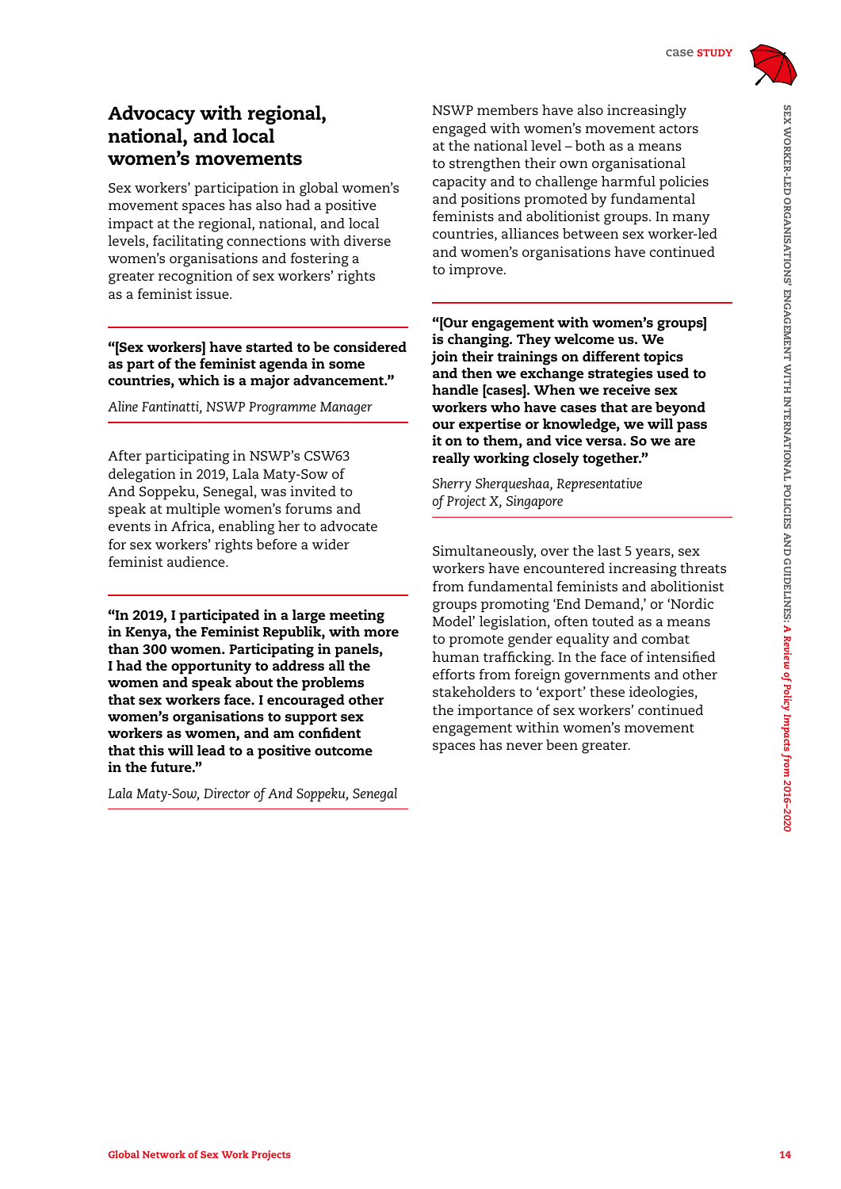## Advocacy with regional, national, and local women's movements

Sex workers' participation in global women's movement spaces has also had a positive impact at the regional, national, and local levels, facilitating connections with diverse women's organisations and fostering a greater recognition of sex workers' rights as a feminist issue.

> **"[Sex workers] have started to be considered as part of the feminist agenda in some countries, which is a major advancement."**
>
> *Aline Fantinatti, NSWP Programme Manager*

After participating in NSWP's CSW63 delegation in 2019, Lala Maty-Sow of And Soppeku, Senegal, was invited to speak at multiple women's forums and events in Africa, enabling her to advocate for sex workers' rights before a wider feminist audience.

> **"In 2019, I participated in a large meeting in Kenya, the Feminist Republik, with more than 300 women. Participating in panels, I had the opportunity to address all the women and speak about the problems that sex workers face. I encouraged other women's organisations to support sex workers as women, and am confident that this will lead to a positive outcome in the future."**
>
> *Lala Maty-Sow, Director of And Soppeku, Senegal*

NSWP members have also increasingly engaged with women's movement actors at the national level – both as a means to strengthen their own organisational capacity and to challenge harmful policies and positions promoted by fundamental feminists and abolitionist groups. In many countries, alliances between sex worker-led and women's organisations have continued to improve.

> **"[Our engagement with women's groups] is changing. They welcome us. We join their trainings on different topics and then we exchange strategies used to handle [cases]. When we receive sex workers who have cases that are beyond our expertise or knowledge, we will pass it on to them, and vice versa. So we are really working closely together."**
>
> *Sherry Sherqueshaa, Representative of Project X, Singapore*

Simultaneously, over the last 5 years, sex workers have encountered increasing threats from fundamental feminists and abolitionist groups promoting 'End Demand,' or 'Nordic Model' legislation, often touted as a means to promote gender equality and combat human trafficking. In the face of intensified efforts from foreign governments and other stakeholders to 'export' these ideologies, the importance of sex workers' continued engagement within women's movement spaces has never been greater.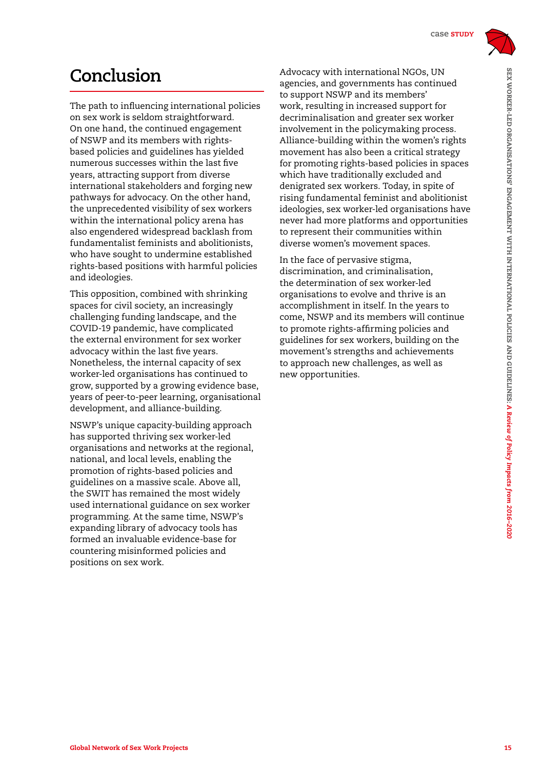# Conclusion

The path to influencing international policies on sex work is seldom straightforward. On one hand, the continued engagement of NSWP and its members with rights-based policies and guidelines has yielded numerous successes within the last five years, attracting support from diverse international stakeholders and forging new pathways for advocacy. On the other hand, the unprecedented visibility of sex workers within the international policy arena has also engendered widespread backlash from fundamentalist feminists and abolitionists, who have sought to undermine established rights-based positions with harmful policies and ideologies.

This opposition, combined with shrinking spaces for civil society, an increasingly challenging funding landscape, and the COVID-19 pandemic, have complicated the external environment for sex worker advocacy within the last five years. Nonetheless, the internal capacity of sex worker-led organisations has continued to grow, supported by a growing evidence base, years of peer-to-peer learning, organisational development, and alliance-building.

NSWP's unique capacity-building approach has supported thriving sex worker-led organisations and networks at the regional, national, and local levels, enabling the promotion of rights-based policies and guidelines on a massive scale. Above all, the SWIT has remained the most widely used international guidance on sex worker programming. At the same time, NSWP's expanding library of advocacy tools has formed an invaluable evidence-base for countering misinformed policies and positions on sex work.

Advocacy with international NGOs, UN agencies, and governments has continued to support NSWP and its members' work, resulting in increased support for decriminalisation and greater sex worker involvement in the policymaking process. Alliance-building within the women's rights movement has also been a critical strategy for promoting rights-based policies in spaces which have traditionally excluded and denigrated sex workers. Today, in spite of rising fundamental feminist and abolitionist ideologies, sex worker-led organisations have never had more platforms and opportunities to represent their communities within diverse women's movement spaces.

In the face of pervasive stigma, discrimination, and criminalisation, the determination of sex worker-led organisations to evolve and thrive is an accomplishment in itself. In the years to come, NSWP and its members will continue to promote rights-affirming policies and guidelines for sex workers, building on the movement's strengths and achievements to approach new challenges, as well as new opportunities.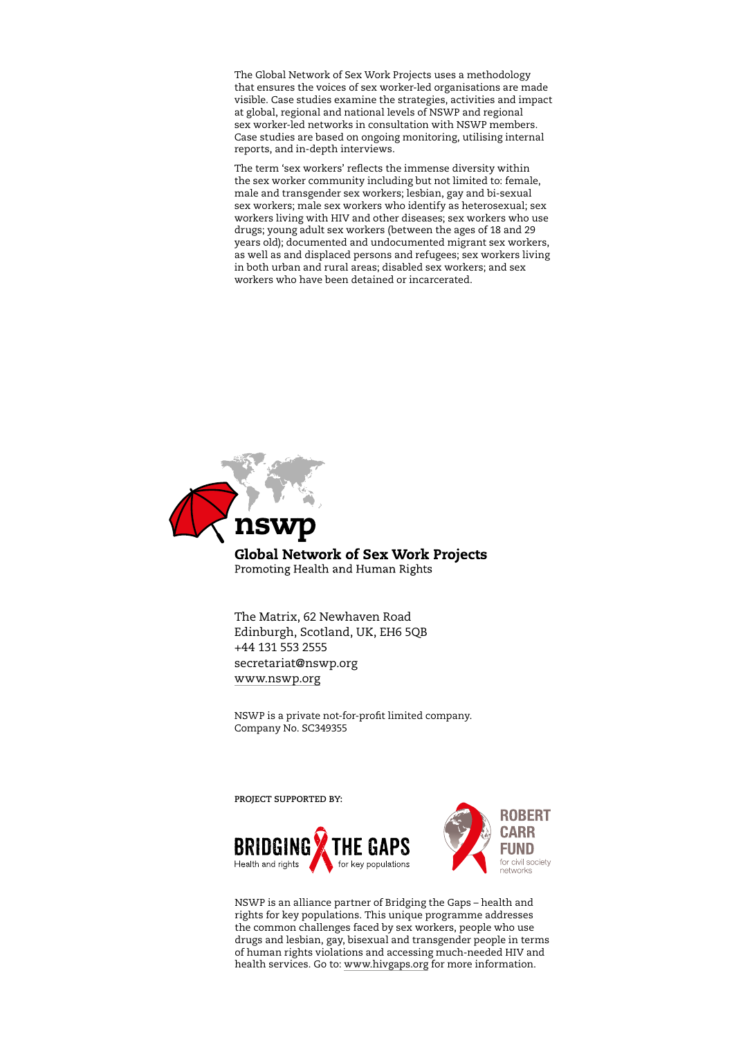The Global Network of Sex Work Projects uses a methodology that ensures the voices of sex worker-led organisations are made visible. Case studies examine the strategies, activities and impact at global, regional and national levels of NSWP and regional sex worker-led networks in consultation with NSWP members. Case studies are based on ongoing monitoring, utilising internal reports, and in-depth interviews.

The term 'sex workers' reflects the immense diversity within the sex worker community including but not limited to: female, male and transgender sex workers; lesbian, gay and bi-sexual sex workers; male sex workers who identify as heterosexual; sex workers living with HIV and other diseases; sex workers who use drugs; young adult sex workers (between the ages of 18 and 29 years old); documented and undocumented migrant sex workers, as well as and displaced persons and refugees; sex workers living in both urban and rural areas; disabled sex workers; and sex workers who have been detained or incarcerated.

nswp

**Global Network of Sex Work Projects**
Promoting Health and Human Rights

The Matrix, 62 Newhaven Road
Edinburgh, Scotland, UK, EH6 5QB
+44 131 553 2555
secretariat@nswp.org
www.nswp.org

NSWP is a private not-for-profit limited company.
Company No. SC349355

**PROJECT SUPPORTED BY:**

BRIDGING THE GAPS
Health and rights for key populations

ROBERT CARR FUND
for civil society networks

NSWP is an alliance partner of Bridging the Gaps – health and rights for key populations. This unique programme addresses the common challenges faced by sex workers, people who use drugs and lesbian, gay, bisexual and transgender people in terms of human rights violations and accessing much-needed HIV and health services. Go to: www.hivgaps.org for more information.